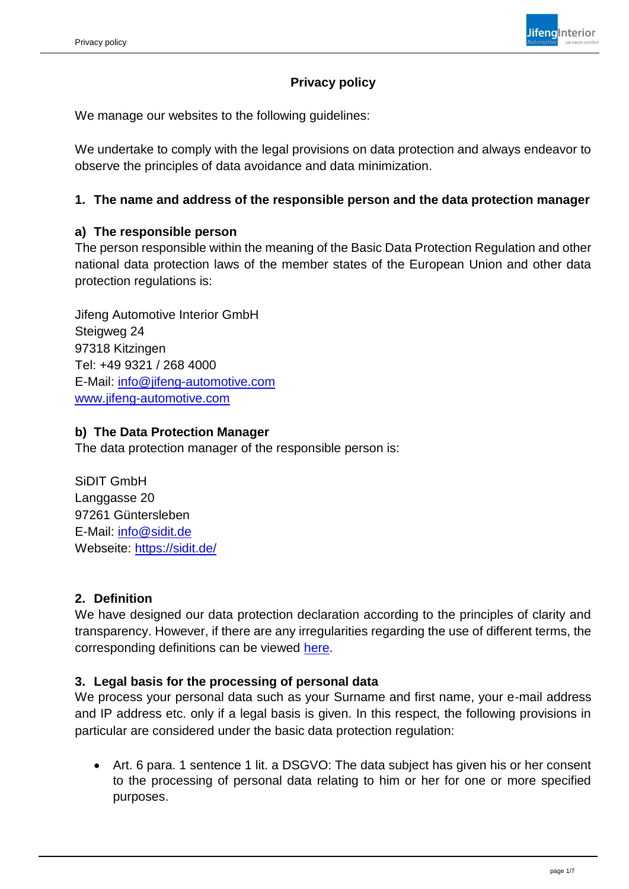# Privacy policy

We manage our websites to the following guidelines:

We undertake to comply with the legal provisions on data protection and always endeavor to observe the principles of data avoidance and data minimization.

## 1. The name and address of the responsible person and the data protection manager

### a) The responsible person

The person responsible within the meaning of the Basic Data Protection Regulation and other national data protection laws of the member states of the European Union and other data protection regulations is:

Jifeng Automotive Interior GmbH
Steigweg 24
97318 Kitzingen
Tel: +49 9321 / 268 4000
E-Mail: [info@jifeng-automotive.com](mailto:info@jifeng-automotive.com)
[www.jifeng-automotive.com](http://www.jifeng-automotive.com)

### b) The Data Protection Manager

The data protection manager of the responsible person is:

SiDIT GmbH
Langgasse 20
97261 Güntersleben
E-Mail: [info@sidit.de](mailto:info@sidit.de)
Webseite: [https://sidit.de/](https://sidit.de/)

## 2. Definition

We have designed our data protection declaration according to the principles of clarity and transparency. However, if there are any irregularities regarding the use of different terms, the corresponding definitions can be viewed here.

## 3. Legal basis for the processing of personal data

We process your personal data such as your Surname and first name, your e-mail address and IP address etc. only if a legal basis is given. In this respect, the following provisions in particular are considered under the basic data protection regulation:

- Art. 6 para. 1 sentence 1 lit. a DSGVO: The data subject has given his or her consent to the processing of personal data relating to him or her for one or more specified purposes.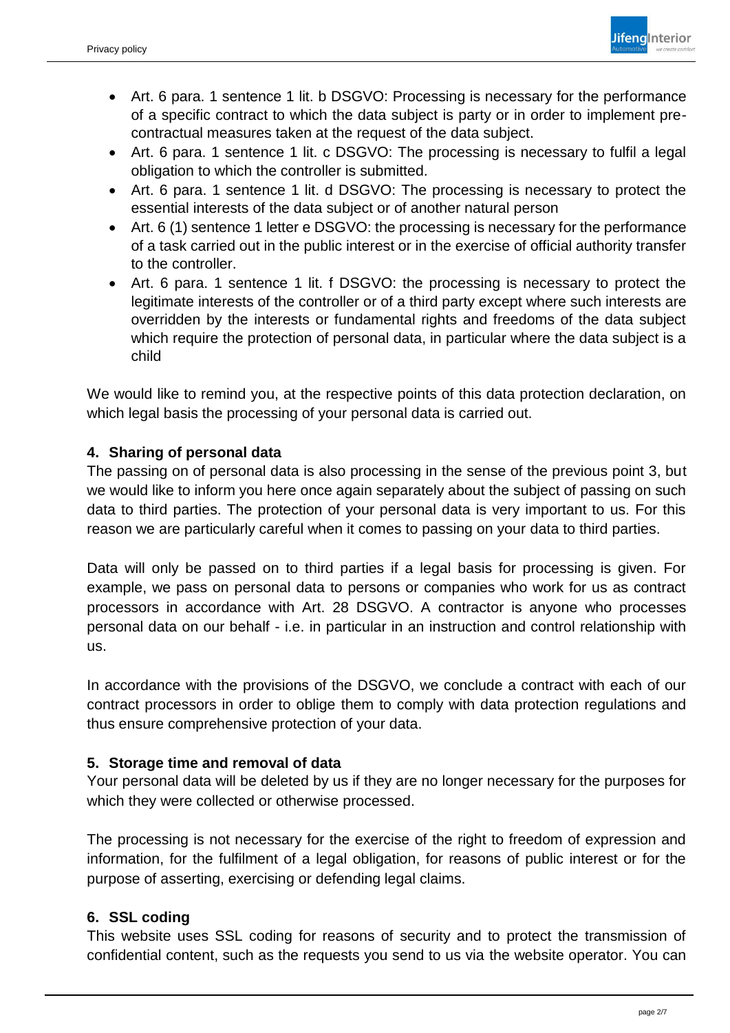- Art. 6 para. 1 sentence 1 lit. b DSGVO: Processing is necessary for the performance of a specific contract to which the data subject is party or in order to implement pre-contractual measures taken at the request of the data subject.
- Art. 6 para. 1 sentence 1 lit. c DSGVO: The processing is necessary to fulfil a legal obligation to which the controller is submitted.
- Art. 6 para. 1 sentence 1 lit. d DSGVO: The processing is necessary to protect the essential interests of the data subject or of another natural person
- Art. 6 (1) sentence 1 letter e DSGVO: the processing is necessary for the performance of a task carried out in the public interest or in the exercise of official authority transfer to the controller.
- Art. 6 para. 1 sentence 1 lit. f DSGVO: the processing is necessary to protect the legitimate interests of the controller or of a third party except where such interests are overridden by the interests or fundamental rights and freedoms of the data subject which require the protection of personal data, in particular where the data subject is a child

We would like to remind you, at the respective points of this data protection declaration, on which legal basis the processing of your personal data is carried out.

## 4. Sharing of personal data

The passing on of personal data is also processing in the sense of the previous point 3, but we would like to inform you here once again separately about the subject of passing on such data to third parties. The protection of your personal data is very important to us. For this reason we are particularly careful when it comes to passing on your data to third parties.

Data will only be passed on to third parties if a legal basis for processing is given. For example, we pass on personal data to persons or companies who work for us as contract processors in accordance with Art. 28 DSGVO. A contractor is anyone who processes personal data on our behalf - i.e. in particular in an instruction and control relationship with us.

In accordance with the provisions of the DSGVO, we conclude a contract with each of our contract processors in order to oblige them to comply with data protection regulations and thus ensure comprehensive protection of your data.

## 5. Storage time and removal of data

Your personal data will be deleted by us if they are no longer necessary for the purposes for which they were collected or otherwise processed.

The processing is not necessary for the exercise of the right to freedom of expression and information, for the fulfilment of a legal obligation, for reasons of public interest or for the purpose of asserting, exercising or defending legal claims.

## 6. SSL coding

This website uses SSL coding for reasons of security and to protect the transmission of confidential content, such as the requests you send to us via the website operator. You can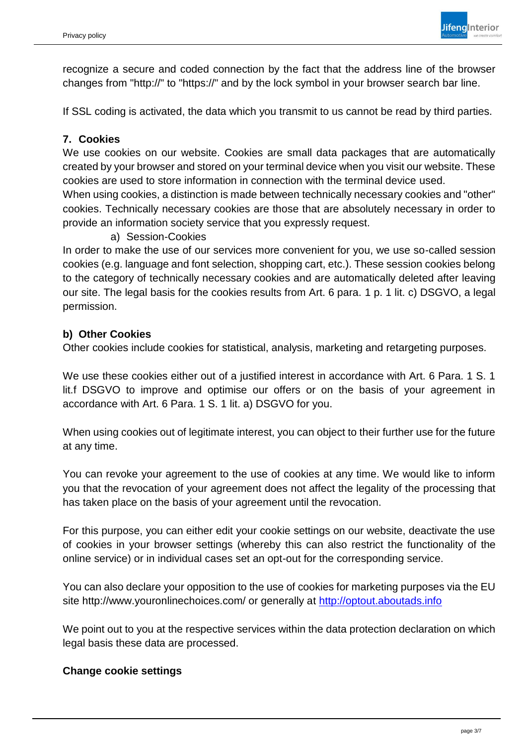recognize a secure and coded connection by the fact that the address line of the browser changes from "http://" to "https://" and by the lock symbol in your browser search bar line.

If SSL coding is activated, the data which you transmit to us cannot be read by third parties.

## 7. Cookies

We use cookies on our website. Cookies are small data packages that are automatically created by your browser and stored on your terminal device when you visit our website. These cookies are used to store information in connection with the terminal device used.

When using cookies, a distinction is made between technically necessary cookies and "other" cookies. Technically necessary cookies are those that are absolutely necessary in order to provide an information society service that you expressly request.

a) Session-Cookies

In order to make the use of our services more convenient for you, we use so-called session cookies (e.g. language and font selection, shopping cart, etc.). These session cookies belong to the category of technically necessary cookies and are automatically deleted after leaving our site. The legal basis for the cookies results from Art. 6 para. 1 p. 1 lit. c) DSGVO, a legal permission.

### b) Other Cookies

Other cookies include cookies for statistical, analysis, marketing and retargeting purposes.

We use these cookies either out of a justified interest in accordance with Art. 6 Para. 1 S. 1 lit.f DSGVO to improve and optimise our offers or on the basis of your agreement in accordance with Art. 6 Para. 1 S. 1 lit. a) DSGVO for you.

When using cookies out of legitimate interest, you can object to their further use for the future at any time.

You can revoke your agreement to the use of cookies at any time. We would like to inform you that the revocation of your agreement does not affect the legality of the processing that has taken place on the basis of your agreement until the revocation.

For this purpose, you can either edit your cookie settings on our website, deactivate the use of cookies in your browser settings (whereby this can also restrict the functionality of the online service) or in individual cases set an opt-out for the corresponding service.

You can also declare your opposition to the use of cookies for marketing purposes via the EU site http://www.youronlinechoices.com/ or generally at http://optout.aboutads.info

We point out to you at the respective services within the data protection declaration on which legal basis these data are processed.

**Change cookie settings**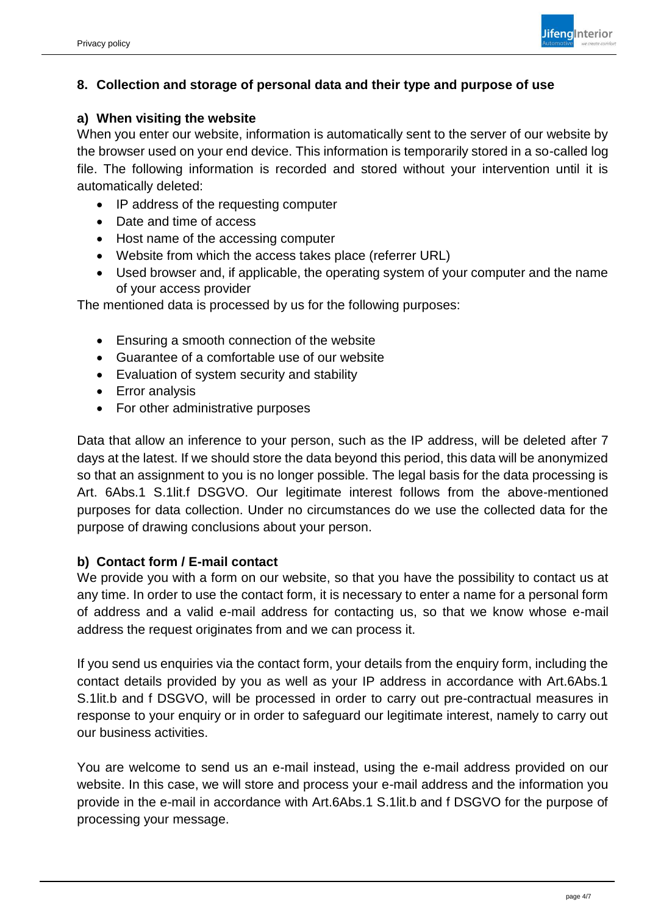## 8. Collection and storage of personal data and their type and purpose of use

### a) When visiting the website

When you enter our website, information is automatically sent to the server of our website by the browser used on your end device. This information is temporarily stored in a so-called log file. The following information is recorded and stored without your intervention until it is automatically deleted:

- IP address of the requesting computer
- Date and time of access
- Host name of the accessing computer
- Website from which the access takes place (referrer URL)
- Used browser and, if applicable, the operating system of your computer and the name of your access provider

The mentioned data is processed by us for the following purposes:

- Ensuring a smooth connection of the website
- Guarantee of a comfortable use of our website
- Evaluation of system security and stability
- Error analysis
- For other administrative purposes

Data that allow an inference to your person, such as the IP address, will be deleted after 7 days at the latest. If we should store the data beyond this period, this data will be anonymized so that an assignment to you is no longer possible. The legal basis for the data processing is Art. 6Abs.1 S.1lit.f DSGVO. Our legitimate interest follows from the above-mentioned purposes for data collection. Under no circumstances do we use the collected data for the purpose of drawing conclusions about your person.

### b) Contact form / E-mail contact

We provide you with a form on our website, so that you have the possibility to contact us at any time. In order to use the contact form, it is necessary to enter a name for a personal form of address and a valid e-mail address for contacting us, so that we know whose e-mail address the request originates from and we can process it.

If you send us enquiries via the contact form, your details from the enquiry form, including the contact details provided by you as well as your IP address in accordance with Art.6Abs.1 S.1lit.b and f DSGVO, will be processed in order to carry out pre-contractual measures in response to your enquiry or in order to safeguard our legitimate interest, namely to carry out our business activities.

You are welcome to send us an e-mail instead, using the e-mail address provided on our website. In this case, we will store and process your e-mail address and the information you provide in the e-mail in accordance with Art.6Abs.1 S.1lit.b and f DSGVO for the purpose of processing your message.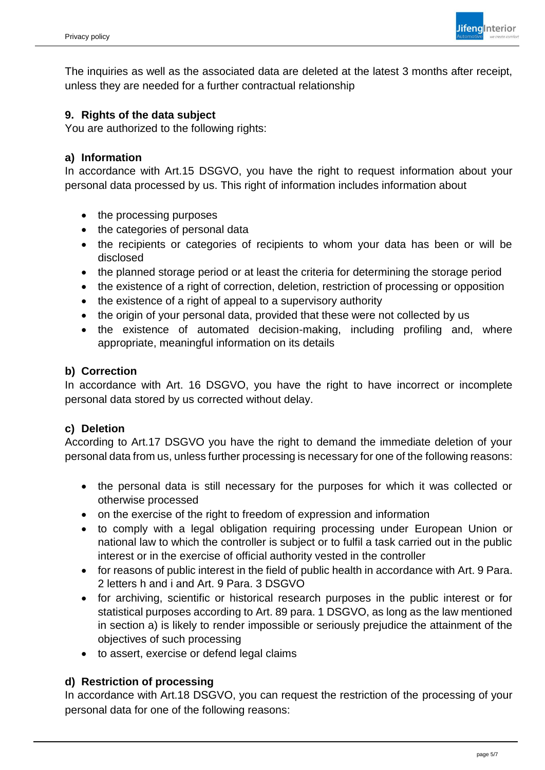The inquiries as well as the associated data are deleted at the latest 3 months after receipt, unless they are needed for a further contractual relationship

## 9. Rights of the data subject

You are authorized to the following rights:

### a) Information

In accordance with Art.15 DSGVO, you have the right to request information about your personal data processed by us. This right of information includes information about

- the processing purposes
- the categories of personal data
- the recipients or categories of recipients to whom your data has been or will be disclosed
- the planned storage period or at least the criteria for determining the storage period
- the existence of a right of correction, deletion, restriction of processing or opposition
- the existence of a right of appeal to a supervisory authority
- the origin of your personal data, provided that these were not collected by us
- the existence of automated decision-making, including profiling and, where appropriate, meaningful information on its details

### b) Correction

In accordance with Art. 16 DSGVO, you have the right to have incorrect or incomplete personal data stored by us corrected without delay.

### c) Deletion

According to Art.17 DSGVO you have the right to demand the immediate deletion of your personal data from us, unless further processing is necessary for one of the following reasons:

- the personal data is still necessary for the purposes for which it was collected or otherwise processed
- on the exercise of the right to freedom of expression and information
- to comply with a legal obligation requiring processing under European Union or national law to which the controller is subject or to fulfil a task carried out in the public interest or in the exercise of official authority vested in the controller
- for reasons of public interest in the field of public health in accordance with Art. 9 Para. 2 letters h and i and Art. 9 Para. 3 DSGVO
- for archiving, scientific or historical research purposes in the public interest or for statistical purposes according to Art. 89 para. 1 DSGVO, as long as the law mentioned in section a) is likely to render impossible or seriously prejudice the attainment of the objectives of such processing
- to assert, exercise or defend legal claims

### d) Restriction of processing

In accordance with Art.18 DSGVO, you can request the restriction of the processing of your personal data for one of the following reasons: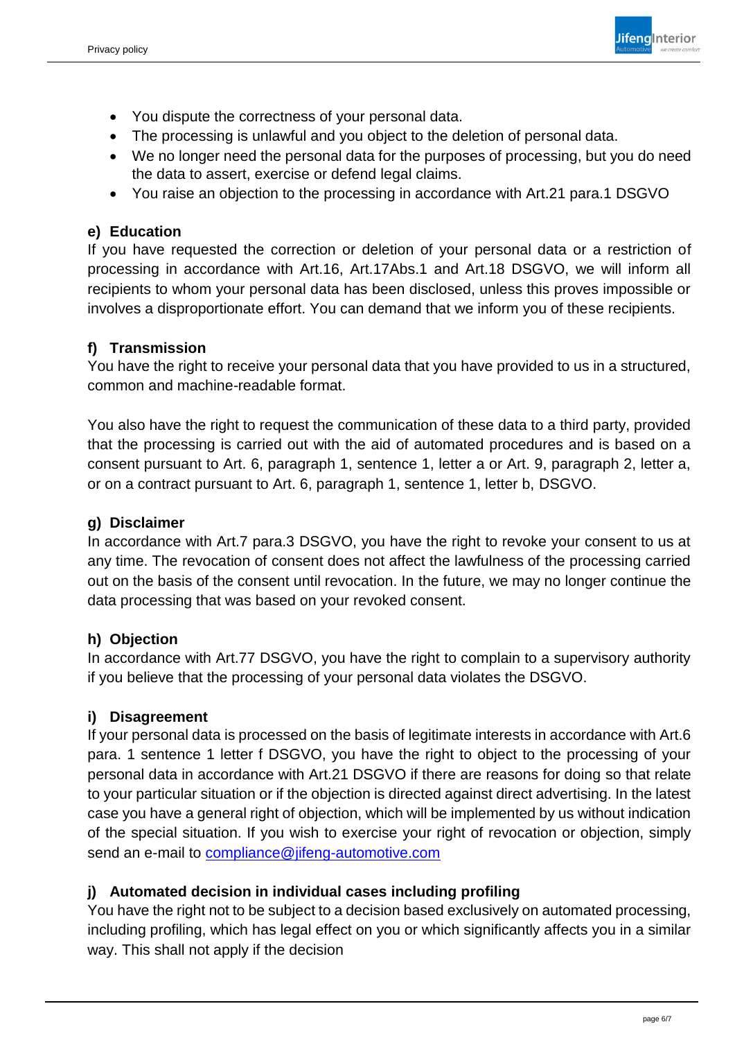- You dispute the correctness of your personal data.
- The processing is unlawful and you object to the deletion of personal data.
- We no longer need the personal data for the purposes of processing, but you do need the data to assert, exercise or defend legal claims.
- You raise an objection to the processing in accordance with Art.21 para.1 DSGVO

### e) Education

If you have requested the correction or deletion of your personal data or a restriction of processing in accordance with Art.16, Art.17Abs.1 and Art.18 DSGVO, we will inform all recipients to whom your personal data has been disclosed, unless this proves impossible or involves a disproportionate effort. You can demand that we inform you of these recipients.

### f) Transmission

You have the right to receive your personal data that you have provided to us in a structured, common and machine-readable format.

You also have the right to request the communication of these data to a third party, provided that the processing is carried out with the aid of automated procedures and is based on a consent pursuant to Art. 6, paragraph 1, sentence 1, letter a or Art. 9, paragraph 2, letter a, or on a contract pursuant to Art. 6, paragraph 1, sentence 1, letter b, DSGVO.

### g) Disclaimer

In accordance with Art.7 para.3 DSGVO, you have the right to revoke your consent to us at any time. The revocation of consent does not affect the lawfulness of the processing carried out on the basis of the consent until revocation. In the future, we may no longer continue the data processing that was based on your revoked consent.

### h) Objection

In accordance with Art.77 DSGVO, you have the right to complain to a supervisory authority if you believe that the processing of your personal data violates the DSGVO.

### i) Disagreement

If your personal data is processed on the basis of legitimate interests in accordance with Art.6 para. 1 sentence 1 letter f DSGVO, you have the right to object to the processing of your personal data in accordance with Art.21 DSGVO if there are reasons for doing so that relate to your particular situation or if the objection is directed against direct advertising. In the latest case you have a general right of objection, which will be implemented by us without indication of the special situation. If you wish to exercise your right of revocation or objection, simply send an e-mail to compliance@jifeng-automotive.com

### j) Automated decision in individual cases including profiling

You have the right not to be subject to a decision based exclusively on automated processing, including profiling, which has legal effect on you or which significantly affects you in a similar way. This shall not apply if the decision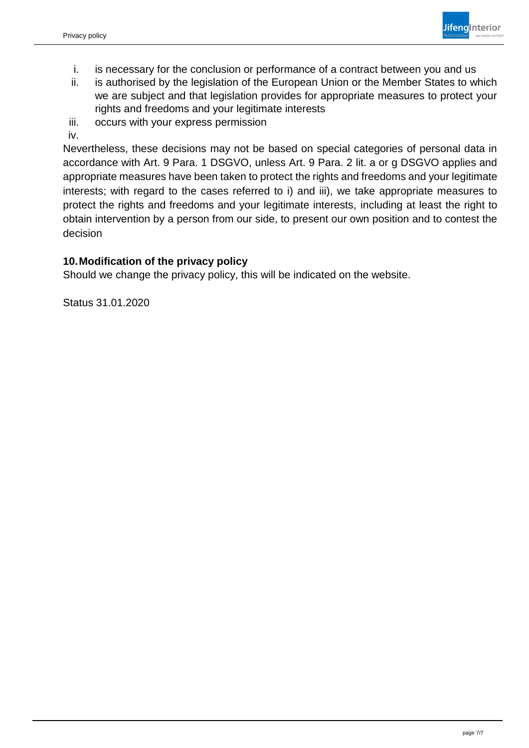i. is necessary for the conclusion or performance of a contract between you and us
ii. is authorised by the legislation of the European Union or the Member States to which we are subject and that legislation provides for appropriate measures to protect your rights and freedoms and your legitimate interests
iii. occurs with your express permission
iv.

Nevertheless, these decisions may not be based on special categories of personal data in accordance with Art. 9 Para. 1 DSGVO, unless Art. 9 Para. 2 lit. a or g DSGVO applies and appropriate measures have been taken to protect the rights and freedoms and your legitimate interests; with regard to the cases referred to i) and iii), we take appropriate measures to protect the rights and freedoms and your legitimate interests, including at least the right to obtain intervention by a person from our side, to present our own position and to contest the decision

## 10. Modification of the privacy policy

Should we change the privacy policy, this will be indicated on the website.

Status 31.01.2020